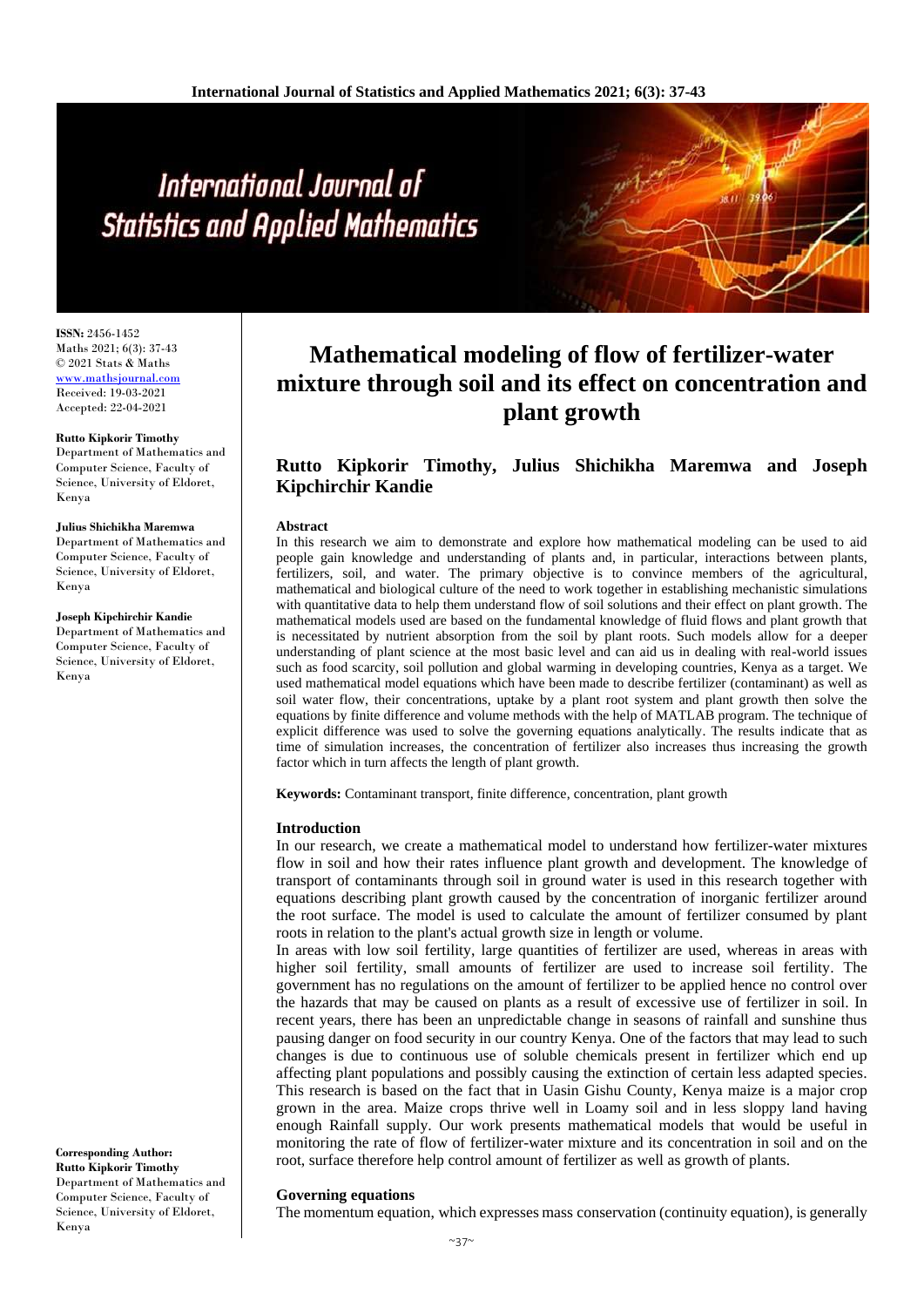# Mathematical modeling of flow of fertilizer-water mixture through soil and its effect on concentration and plant growth

**Rutto Kipkorir Timothy, Julius Shichikha Maremwa and Joseph Kipchirchir Kandie**

**ISSN:** 2456-1452
Maths 2021; 6(3): 37-43
© 2021 Stats & Maths
www.mathsjournal.com
Received: 19-03-2021
Accepted: 22-04-2021

**Rutto Kipkorir Timothy**
Department of Mathematics and Computer Science, Faculty of Science, University of Eldoret, Kenya

**Julius Shichikha Maremwa**
Department of Mathematics and Computer Science, Faculty of Science, University of Eldoret, Kenya

**Joseph Kipchirchir Kandie**
Department of Mathematics and Computer Science, Faculty of Science, University of Eldoret, Kenya

**Corresponding Author:**
**Rutto Kipkorir Timothy**
Department of Mathematics and Computer Science, Faculty of Science, University of Eldoret, Kenya

### Abstract

In this research we aim to demonstrate and explore how mathematical modeling can be used to aid people gain knowledge and understanding of plants and, in particular, interactions between plants, fertilizers, soil, and water. The primary objective is to convince members of the agricultural, mathematical and biological culture of the need to work together in establishing mechanistic simulations with quantitative data to help them understand flow of soil solutions and their effect on plant growth. The mathematical models used are based on the fundamental knowledge of fluid flows and plant growth that is necessitated by nutrient absorption from the soil by plant roots. Such models allow for a deeper understanding of plant science at the most basic level and can aid us in dealing with real-world issues such as food scarcity, soil pollution and global warming in developing countries, Kenya as a target. We used mathematical model equations which have been made to describe fertilizer (contaminant) as well as soil water flow, their concentrations, uptake by a plant root system and plant growth then solve the equations by finite difference and volume methods with the help of MATLAB program. The technique of explicit difference was used to solve the governing equations analytically. The results indicate that as time of simulation increases, the concentration of fertilizer also increases thus increasing the growth factor which in turn affects the length of plant growth.

**Keywords:** Contaminant transport, finite difference, concentration, plant growth

### Introduction

In our research, we create a mathematical model to understand how fertilizer-water mixtures flow in soil and how their rates influence plant growth and development. The knowledge of transport of contaminants through soil in ground water is used in this research together with equations describing plant growth caused by the concentration of inorganic fertilizer around the root surface. The model is used to calculate the amount of fertilizer consumed by plant roots in relation to the plant's actual growth size in length or volume.

In areas with low soil fertility, large quantities of fertilizer are used, whereas in areas with higher soil fertility, small amounts of fertilizer are used to increase soil fertility. The government has no regulations on the amount of fertilizer to be applied hence no control over the hazards that may be caused on plants as a result of excessive use of fertilizer in soil. In recent years, there has been an unpredictable change in seasons of rainfall and sunshine thus pausing danger on food security in our country Kenya. One of the factors that may lead to such changes is due to continuous use of soluble chemicals present in fertilizer which end up affecting plant populations and possibly causing the extinction of certain less adapted species. This research is based on the fact that in Uasin Gishu County, Kenya maize is a major crop grown in the area. Maize crops thrive well in Loamy soil and in less sloppy land having enough Rainfall supply. Our work presents mathematical models that would be useful in monitoring the rate of flow of fertilizer-water mixture and its concentration in soil and on the root, surface therefore help control amount of fertilizer as well as growth of plants.

### Governing equations

The momentum equation, which expresses mass conservation (continuity equation), is generally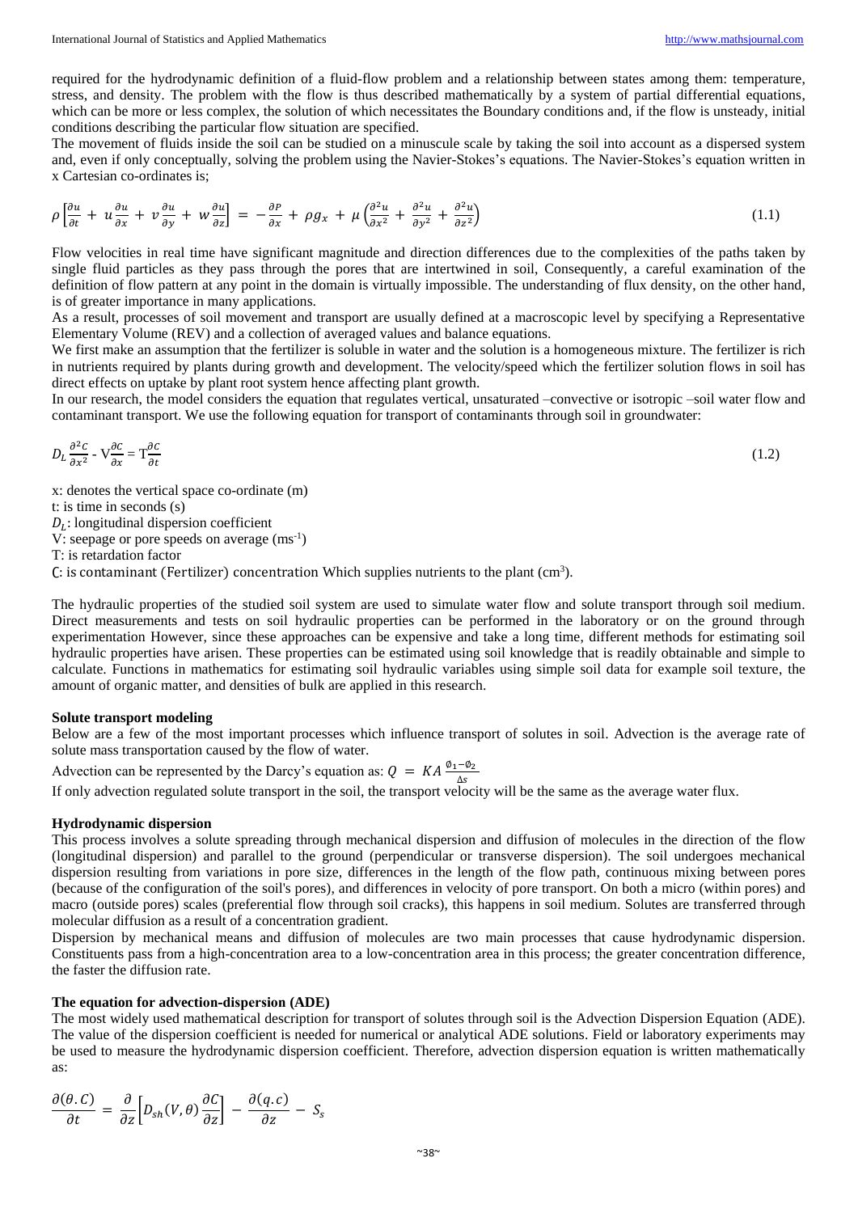required for the hydrodynamic definition of a fluid-flow problem and a relationship between states among them: temperature, stress, and density. The problem with the flow is thus described mathematically by a system of partial differential equations, which can be more or less complex, the solution of which necessitates the Boundary conditions and, if the flow is unsteady, initial conditions describing the particular flow situation are specified.

The movement of fluids inside the soil can be studied on a minuscule scale by taking the soil into account as a dispersed system and, even if only conceptually, solving the problem using the Navier-Stokes's equations. The Navier-Stokes's equation written in x Cartesian co-ordinates is;

$$\rho\left[\frac{\partial u}{\partial t} + u\frac{\partial u}{\partial x} + v\frac{\partial u}{\partial y} + w\frac{\partial u}{\partial z}\right] = -\frac{\partial P}{\partial x} + \rho g_x + \mu\left(\frac{\partial^2 u}{\partial x^2} + \frac{\partial^2 u}{\partial y^2} + \frac{\partial^2 u}{\partial z^2}\right) \tag{1.1}$$

Flow velocities in real time have significant magnitude and direction differences due to the complexities of the paths taken by single fluid particles as they pass through the pores that are intertwined in soil, Consequently, a careful examination of the definition of flow pattern at any point in the domain is virtually impossible. The understanding of flux density, on the other hand, is of greater importance in many applications.

As a result, processes of soil movement and transport are usually defined at a macroscopic level by specifying a Representative Elementary Volume (REV) and a collection of averaged values and balance equations.

We first make an assumption that the fertilizer is soluble in water and the solution is a homogeneous mixture. The fertilizer is rich in nutrients required by plants during growth and development. The velocity/speed which the fertilizer solution flows in soil has direct effects on uptake by plant root system hence affecting plant growth.

In our research, the model considers the equation that regulates vertical, unsaturated –convective or isotropic –soil water flow and contaminant transport. We use the following equation for transport of contaminants through soil in groundwater:

$$D_L\frac{\partial^2 C}{\partial x^2} - V\frac{\partial C}{\partial x} = T\frac{\partial C}{\partial t} \tag{1.2}$$

x: denotes the vertical space co-ordinate (m)

t: is time in seconds (s)

$D_L$: longitudinal dispersion coefficient

V: seepage or pore speeds on average ($ms^{-1}$)

T: is retardation factor

C: is contaminant (Fertilizer) concentration Which supplies nutrients to the plant ($cm^3$).

The hydraulic properties of the studied soil system are used to simulate water flow and solute transport through soil medium. Direct measurements and tests on soil hydraulic properties can be performed in the laboratory or on the ground through experimentation However, since these approaches can be expensive and take a long time, different methods for estimating soil hydraulic properties have arisen. These properties can be estimated using soil knowledge that is readily obtainable and simple to calculate. Functions in mathematics for estimating soil hydraulic variables using simple soil data for example soil texture, the amount of organic matter, and densities of bulk are applied in this research.

**Solute transport modeling**

Below are a few of the most important processes which influence transport of solutes in soil. Advection is the average rate of solute mass transportation caused by the flow of water.

Advection can be represented by the Darcy's equation as: $Q = KA\frac{\phi_1 - \phi_2}{\Delta s}$

If only advection regulated solute transport in the soil, the transport velocity will be the same as the average water flux.

**Hydrodynamic dispersion**

This process involves a solute spreading through mechanical dispersion and diffusion of molecules in the direction of the flow (longitudinal dispersion) and parallel to the ground (perpendicular or transverse dispersion). The soil undergoes mechanical dispersion resulting from variations in pore size, differences in the length of the flow path, continuous mixing between pores (because of the configuration of the soil's pores), and differences in velocity of pore transport. On both a micro (within pores) and macro (outside pores) scales (preferential flow through soil cracks), this happens in soil medium. Solutes are transferred through molecular diffusion as a result of a concentration gradient.

Dispersion by mechanical means and diffusion of molecules are two main processes that cause hydrodynamic dispersion. Constituents pass from a high-concentration area to a low-concentration area in this process; the greater concentration difference, the faster the diffusion rate.

**The equation for advection-dispersion (ADE)**

The most widely used mathematical description for transport of solutes through soil is the Advection Dispersion Equation (ADE). The value of the dispersion coefficient is needed for numerical or analytical ADE solutions. Field or laboratory experiments may be used to measure the hydrodynamic dispersion coefficient. Therefore, advection dispersion equation is written mathematically as:

$$\frac{\partial(\theta.C)}{\partial t} = \frac{\partial}{\partial z}\left[D_{sh}(V,\theta)\frac{\partial C}{\partial z}\right] - \frac{\partial(q.c)}{\partial z} - S_s$$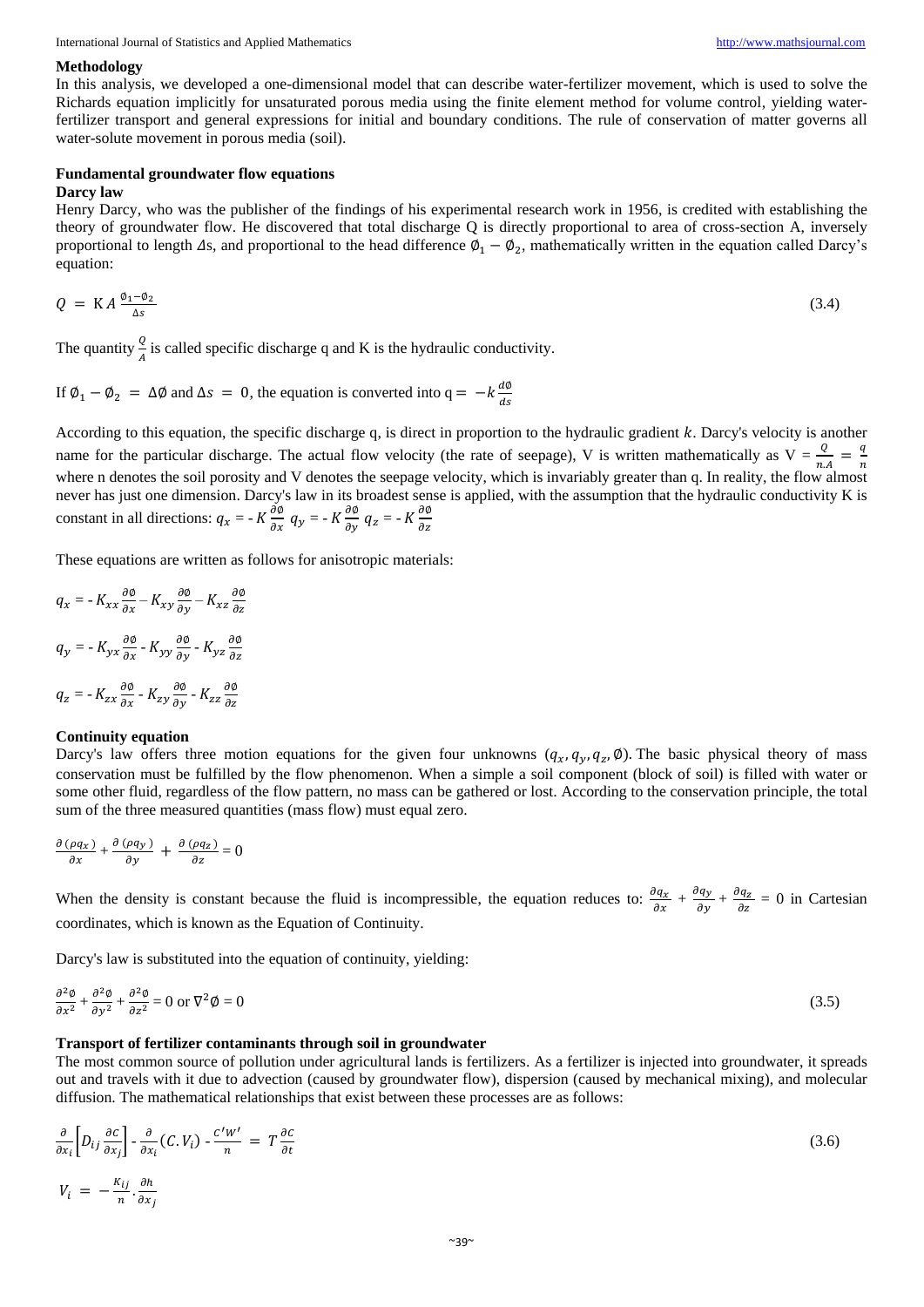### Methodology

In this analysis, we developed a one-dimensional model that can describe water-fertilizer movement, which is used to solve the Richards equation implicitly for unsaturated porous media using the finite element method for volume control, yielding water-fertilizer transport and general expressions for initial and boundary conditions. The rule of conservation of matter governs all water-solute movement in porous media (soil).

### Fundamental groundwater flow equations

#### Darcy law

Henry Darcy, who was the publisher of the findings of his experimental research work in 1956, is credited with establishing the theory of groundwater flow. He discovered that total discharge Q is directly proportional to area of cross-section A, inversely proportional to length $\Delta s$, and proportional to the head difference $\emptyset_1 - \emptyset_2$, mathematically written in the equation called Darcy's equation:

$$Q = \mathrm{K} A \frac{\emptyset_1 - \emptyset_2}{\Delta s} \tag{3.4}$$

The quantity $\frac{Q}{A}$ is called specific discharge q and K is the hydraulic conductivity.

If $\emptyset_1 - \emptyset_2 = \Delta\emptyset$ and $\Delta s = 0$, the equation is converted into $\mathrm{q} = -k\frac{d\emptyset}{ds}$

According to this equation, the specific discharge q, is direct in proportion to the hydraulic gradient $k$. Darcy's velocity is another name for the particular discharge. The actual flow velocity (the rate of seepage), V is written mathematically as $\mathrm{V} = \frac{Q}{n.A} = \frac{q}{n}$ where n denotes the soil porosity and V denotes the seepage velocity, which is invariably greater than q. In reality, the flow almost never has just one dimension. Darcy's law in its broadest sense is applied, with the assumption that the hydraulic conductivity K is constant in all directions: $q_x = -K\frac{\partial\emptyset}{\partial x}$ $q_y = -K\frac{\partial\emptyset}{\partial y}$ $q_z = -K\frac{\partial\emptyset}{\partial z}$

These equations are written as follows for anisotropic materials:

$$q_x = -K_{xx}\frac{\partial\emptyset}{\partial x} - K_{xy}\frac{\partial\emptyset}{\partial y} - K_{xz}\frac{\partial\emptyset}{\partial z}$$

$$q_y = -K_{yx}\frac{\partial\emptyset}{\partial x} - K_{yy}\frac{\partial\emptyset}{\partial y} - K_{yz}\frac{\partial\emptyset}{\partial z}$$

$$q_z = -K_{zx}\frac{\partial\emptyset}{\partial x} - K_{zy}\frac{\partial\emptyset}{\partial y} - K_{zz}\frac{\partial\emptyset}{\partial z}$$

#### Continuity equation

Darcy's law offers three motion equations for the given four unknowns $(q_x, q_y, q_z, \emptyset)$. The basic physical theory of mass conservation must be fulfilled by the flow phenomenon. When a simple a soil component (block of soil) is filled with water or some other fluid, regardless of the flow pattern, no mass can be gathered or lost. According to the conservation principle, the total sum of the three measured quantities (mass flow) must equal zero.

$$\frac{\partial(\rho q_x)}{\partial x} + \frac{\partial(\rho q_y)}{\partial y} + \frac{\partial(\rho q_z)}{\partial z} = 0$$

When the density is constant because the fluid is incompressible, the equation reduces to: $\frac{\partial q_x}{\partial x} + \frac{\partial q_y}{\partial y} + \frac{\partial q_z}{\partial z} = 0$ in Cartesian coordinates, which is known as the Equation of Continuity.

Darcy's law is substituted into the equation of continuity, yielding:

$$\frac{\partial^2\emptyset}{\partial x^2} + \frac{\partial^2\emptyset}{\partial y^2} + \frac{\partial^2\emptyset}{\partial z^2} = 0 \text{ or } \nabla^2\emptyset = 0 \tag{3.5}$$

### Transport of fertilizer contaminants through soil in groundwater

The most common source of pollution under agricultural lands is fertilizers. As a fertilizer is injected into groundwater, it spreads out and travels with it due to advection (caused by groundwater flow), dispersion (caused by mechanical mixing), and molecular diffusion. The mathematical relationships that exist between these processes are as follows:

$$\frac{\partial}{\partial x_i}\left[D_{ij}\frac{\partial c}{\partial x_j}\right] - \frac{\partial}{\partial x_i}(C.V_i) - \frac{c'W'}{n} = T\frac{\partial c}{\partial t} \tag{3.6}$$

$$V_i = -\frac{K_{ij}}{n}.\frac{\partial h}{\partial x_j}$$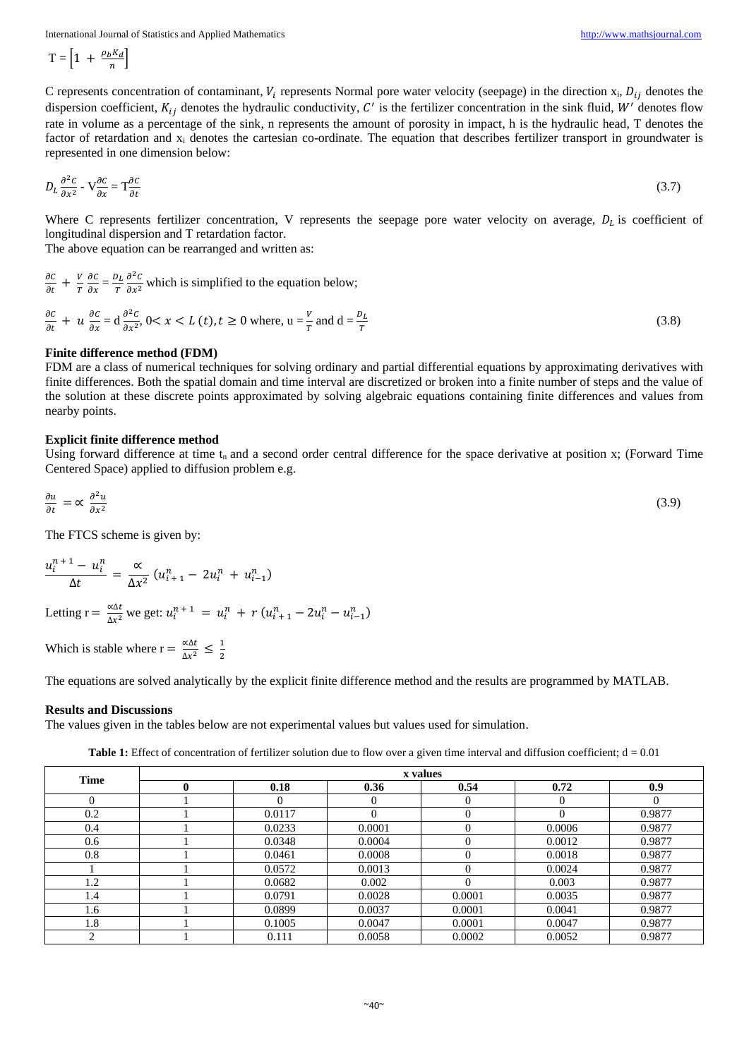$$T = \left[1 + \frac{\rho_b K_d}{n}\right]$$

C represents concentration of contaminant, $V_i$ represents Normal pore water velocity (seepage) in the direction $x_i$, $D_{ij}$ denotes the dispersion coefficient, $K_{ij}$ denotes the hydraulic conductivity, $C'$ is the fertilizer concentration in the sink fluid, $W'$ denotes flow rate in volume as a percentage of the sink, n represents the amount of porosity in impact, h is the hydraulic head, T denotes the factor of retardation and $x_i$ denotes the cartesian co-ordinate. The equation that describes fertilizer transport in groundwater is represented in one dimension below:

$$D_L \frac{\partial^2 C}{\partial x^2} - V\frac{\partial C}{\partial x} = T\frac{\partial C}{\partial t} \tag{3.7}$$

Where C represents fertilizer concentration, V represents the seepage pore water velocity on average, $D_L$ is coefficient of longitudinal dispersion and T retardation factor.

The above equation can be rearranged and written as:

$\frac{\partial C}{\partial t} + \frac{V}{T}\frac{\partial C}{\partial x} = \frac{D_L}{T}\frac{\partial^2 C}{\partial x^2}$ which is simplified to the equation below;

$$\frac{\partial C}{\partial t} + u\frac{\partial C}{\partial x} = d\frac{\partial^2 C}{\partial x^2},\ 0 < x < L(t), t \geq 0 \text{ where, } u = \frac{V}{T} \text{ and } d = \frac{D_L}{T} \tag{3.8}$$

**Finite difference method (FDM)**

FDM are a class of numerical techniques for solving ordinary and partial differential equations by approximating derivatives with finite differences. Both the spatial domain and time interval are discretized or broken into a finite number of steps and the value of the solution at these discrete points approximated by solving algebraic equations containing finite differences and values from nearby points.

**Explicit finite difference method**

Using forward difference at time $t_n$ and a second order central difference for the space derivative at position x; (Forward Time Centered Space) applied to diffusion problem e.g.

$$\frac{\partial u}{\partial t} = \propto \frac{\partial^2 u}{\partial x^2} \tag{3.9}$$

The FTCS scheme is given by:

$$\frac{u_i^{n+1} - u_i^n}{\Delta t} = \frac{\propto}{\Delta x^2}\left(u_{i+1}^n - 2u_i^n + u_{i-1}^n\right)$$

Letting $r = \frac{\propto \Delta t}{\Delta x^2}$ we get: $u_i^{n+1} = u_i^n + r\left(u_{i+1}^n - 2u_i^n - u_{i-1}^n\right)$

Which is stable where $r = \frac{\propto \Delta t}{\Delta x^2} \leq \frac{1}{2}$

The equations are solved analytically by the explicit finite difference method and the results are programmed by MATLAB.

**Results and Discussions**

The values given in the tables below are not experimental values but values used for simulation.

**Table 1:** Effect of concentration of fertilizer solution due to flow over a given time interval and diffusion coefficient; d = 0.01

| Time | x values | | | | | |
|---|---|---|---|---|---|---|
| | **0** | **0.18** | **0.36** | **0.54** | **0.72** | **0.9** |
| 0 | 1 | 0 | 0 | 0 | 0 | 0 |
| 0.2 | 1 | 0.0117 | 0 | 0 | 0 | 0.9877 |
| 0.4 | 1 | 0.0233 | 0.0001 | 0 | 0.0006 | 0.9877 |
| 0.6 | 1 | 0.0348 | 0.0004 | 0 | 0.0012 | 0.9877 |
| 0.8 | 1 | 0.0461 | 0.0008 | 0 | 0.0018 | 0.9877 |
| 1 | 1 | 0.0572 | 0.0013 | 0 | 0.0024 | 0.9877 |
| 1.2 | 1 | 0.0682 | 0.002 | 0 | 0.003 | 0.9877 |
| 1.4 | 1 | 0.0791 | 0.0028 | 0.0001 | 0.0035 | 0.9877 |
| 1.6 | 1 | 0.0899 | 0.0037 | 0.0001 | 0.0041 | 0.9877 |
| 1.8 | 1 | 0.1005 | 0.0047 | 0.0001 | 0.0047 | 0.9877 |
| 2 | 1 | 0.111 | 0.0058 | 0.0002 | 0.0052 | 0.9877 |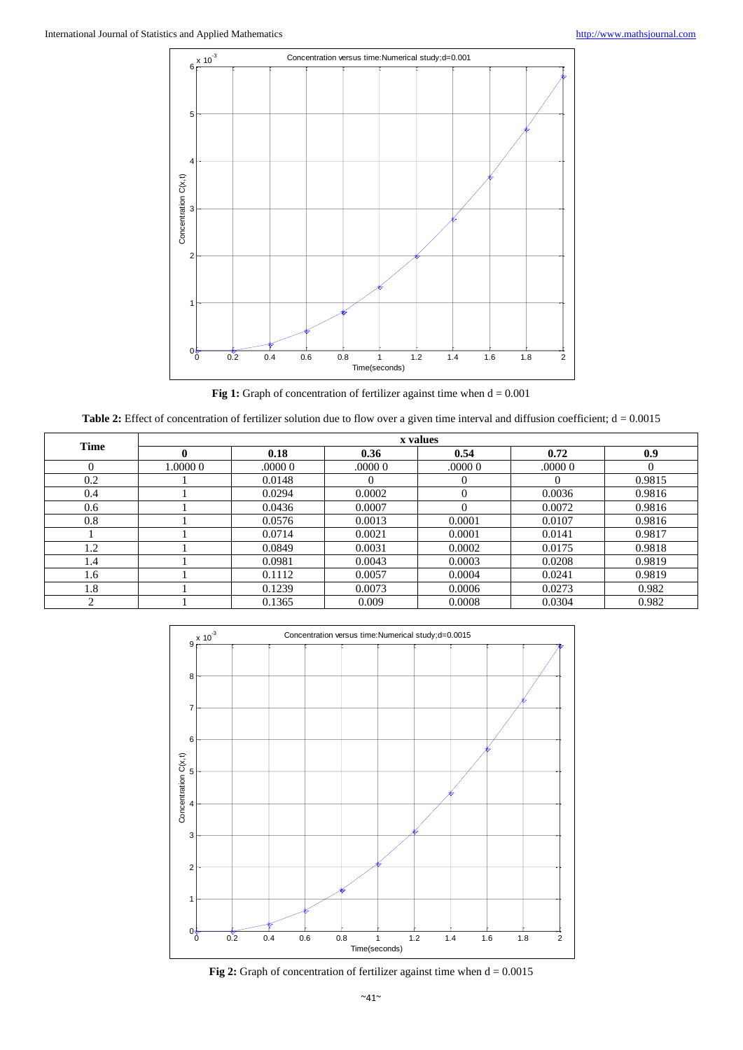**Fig 1:** Graph of concentration of fertilizer against time when d = 0.001

**Table 2:** Effect of concentration of fertilizer solution due to flow over a given time interval and diffusion coefficient; d = 0.0015

| Time | x values | | | | | |
|---|---|---|---|---|---|---|
| | **0** | **0.18** | **0.36** | **0.54** | **0.72** | **0.9** |
| 0 | 1.0000 0 | .0000 0 | .0000 0 | .0000 0 | .0000 0 | 0 |
| 0.2 | 1 | 0.0148 | 0 | 0 | 0 | 0.9815 |
| 0.4 | 1 | 0.0294 | 0.0002 | 0 | 0.0036 | 0.9816 |
| 0.6 | 1 | 0.0436 | 0.0007 | 0 | 0.0072 | 0.9816 |
| 0.8 | 1 | 0.0576 | 0.0013 | 0.0001 | 0.0107 | 0.9816 |
| 1 | 1 | 0.0714 | 0.0021 | 0.0001 | 0.0141 | 0.9817 |
| 1.2 | 1 | 0.0849 | 0.0031 | 0.0002 | 0.0175 | 0.9818 |
| 1.4 | 1 | 0.0981 | 0.0043 | 0.0003 | 0.0208 | 0.9819 |
| 1.6 | 1 | 0.1112 | 0.0057 | 0.0004 | 0.0241 | 0.9819 |
| 1.8 | 1 | 0.1239 | 0.0073 | 0.0006 | 0.0273 | 0.982 |
| 2 | 1 | 0.1365 | 0.009 | 0.0008 | 0.0304 | 0.982 |

**Fig 2:** Graph of concentration of fertilizer against time when d = 0.0015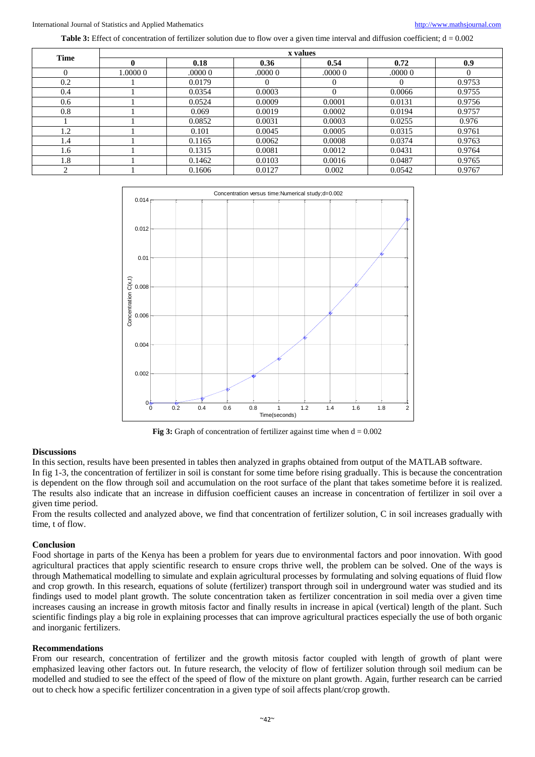**Table 3:** Effect of concentration of fertilizer solution due to flow over a given time interval and diffusion coefficient; d = 0.002

| Time | x values | | | | | |
|---|---|---|---|---|---|---|
| | **0** | **0.18** | **0.36** | **0.54** | **0.72** | **0.9** |
| 0 | 1.0000 0 | .0000 0 | .0000 0 | .0000 0 | .0000 0 | 0 |
| 0.2 | 1 | 0.0179 | 0 | 0 | 0 | 0.9753 |
| 0.4 | 1 | 0.0354 | 0.0003 | 0 | 0.0066 | 0.9755 |
| 0.6 | 1 | 0.0524 | 0.0009 | 0.0001 | 0.0131 | 0.9756 |
| 0.8 | 1 | 0.069 | 0.0019 | 0.0002 | 0.0194 | 0.9757 |
| 1 | 1 | 0.0852 | 0.0031 | 0.0003 | 0.0255 | 0.976 |
| 1.2 | 1 | 0.101 | 0.0045 | 0.0005 | 0.0315 | 0.9761 |
| 1.4 | 1 | 0.1165 | 0.0062 | 0.0008 | 0.0374 | 0.9763 |
| 1.6 | 1 | 0.1315 | 0.0081 | 0.0012 | 0.0431 | 0.9764 |
| 1.8 | 1 | 0.1462 | 0.0103 | 0.0016 | 0.0487 | 0.9765 |
| 2 | 1 | 0.1606 | 0.0127 | 0.002 | 0.0542 | 0.9767 |

**Fig 3:** Graph of concentration of fertilizer against time when d = 0.002

## Discussions

In this section, results have been presented in tables then analyzed in graphs obtained from output of the MATLAB software.

In fig 1-3, the concentration of fertilizer in soil is constant for some time before rising gradually. This is because the concentration is dependent on the flow through soil and accumulation on the root surface of the plant that takes sometime before it is realized. The results also indicate that an increase in diffusion coefficient causes an increase in concentration of fertilizer in soil over a given time period.

From the results collected and analyzed above, we find that concentration of fertilizer solution, C in soil increases gradually with time, t of flow.

## Conclusion

Food shortage in parts of the Kenya has been a problem for years due to environmental factors and poor innovation. With good agricultural practices that apply scientific research to ensure crops thrive well, the problem can be solved. One of the ways is through Mathematical modelling to simulate and explain agricultural processes by formulating and solving equations of fluid flow and crop growth. In this research, equations of solute (fertilizer) transport through soil in underground water was studied and its findings used to model plant growth. The solute concentration taken as fertilizer concentration in soil media over a given time increases causing an increase in growth mitosis factor and finally results in increase in apical (vertical) length of the plant. Such scientific findings play a big role in explaining processes that can improve agricultural practices especially the use of both organic and inorganic fertilizers.

## Recommendations

From our research, concentration of fertilizer and the growth mitosis factor coupled with length of growth of plant were emphasized leaving other factors out. In future research, the velocity of flow of fertilizer solution through soil medium can be modelled and studied to see the effect of the speed of flow of the mixture on plant growth. Again, further research can be carried out to check how a specific fertilizer concentration in a given type of soil affects plant/crop growth.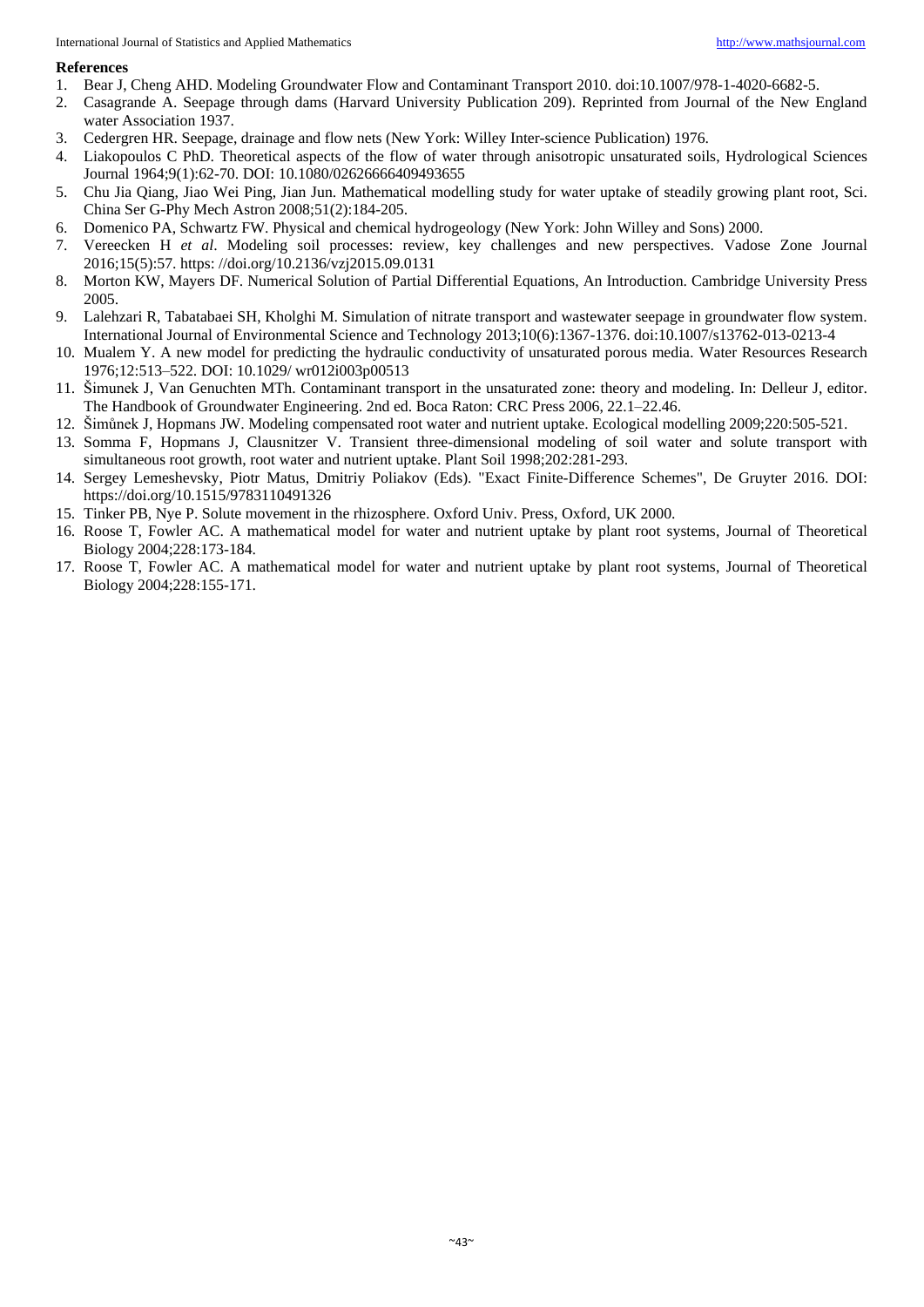**References**

1. Bear J, Cheng AHD. Modeling Groundwater Flow and Contaminant Transport 2010. doi:10.1007/978-1-4020-6682-5.
2. Casagrande A. Seepage through dams (Harvard University Publication 209). Reprinted from Journal of the New England water Association 1937.
3. Cedergren HR. Seepage, drainage and flow nets (New York: Willey Inter-science Publication) 1976.
4. Liakopoulos C PhD. Theoretical aspects of the flow of water through anisotropic unsaturated soils, Hydrological Sciences Journal 1964;9(1):62-70. DOI: 10.1080/02626666409493655
5. Chu Jia Qiang, Jiao Wei Ping, Jian Jun. Mathematical modelling study for water uptake of steadily growing plant root, Sci. China Ser G-Phy Mech Astron 2008;51(2):184-205.
6. Domenico PA, Schwartz FW. Physical and chemical hydrogeology (New York: John Willey and Sons) 2000.
7. Vereecken H *et al*. Modeling soil processes: review, key challenges and new perspectives. Vadose Zone Journal 2016;15(5):57. https: //doi.org/10.2136/vzj2015.09.0131
8. Morton KW, Mayers DF. Numerical Solution of Partial Differential Equations, An Introduction. Cambridge University Press 2005.
9. Lalehzari R, Tabatabaei SH, Kholghi M. Simulation of nitrate transport and wastewater seepage in groundwater flow system. International Journal of Environmental Science and Technology 2013;10(6):1367-1376. doi:10.1007/s13762-013-0213-4
10. Mualem Y. A new model for predicting the hydraulic conductivity of unsaturated porous media. Water Resources Research 1976;12:513–522. DOI: 10.1029/ wr012i003p00513
11. Šimunek J, Van Genuchten MTh. Contaminant transport in the unsaturated zone: theory and modeling. In: Delleur J, editor. The Handbook of Groundwater Engineering. 2nd ed. Boca Raton: CRC Press 2006, 22.1–22.46.
12. Šimůnek J, Hopmans JW. Modeling compensated root water and nutrient uptake. Ecological modelling 2009;220:505-521.
13. Somma F, Hopmans J, Clausnitzer V. Transient three-dimensional modeling of soil water and solute transport with simultaneous root growth, root water and nutrient uptake. Plant Soil 1998;202:281-293.
14. Sergey Lemeshevsky, Piotr Matus, Dmitriy Poliakov (Eds). "Exact Finite-Difference Schemes", De Gruyter 2016. DOI: https://doi.org/10.1515/9783110491326
15. Tinker PB, Nye P. Solute movement in the rhizosphere. Oxford Univ. Press, Oxford, UK 2000.
16. Roose T, Fowler AC. A mathematical model for water and nutrient uptake by plant root systems, Journal of Theoretical Biology 2004;228:173-184.
17. Roose T, Fowler AC. A mathematical model for water and nutrient uptake by plant root systems, Journal of Theoretical Biology 2004;228:155-171.